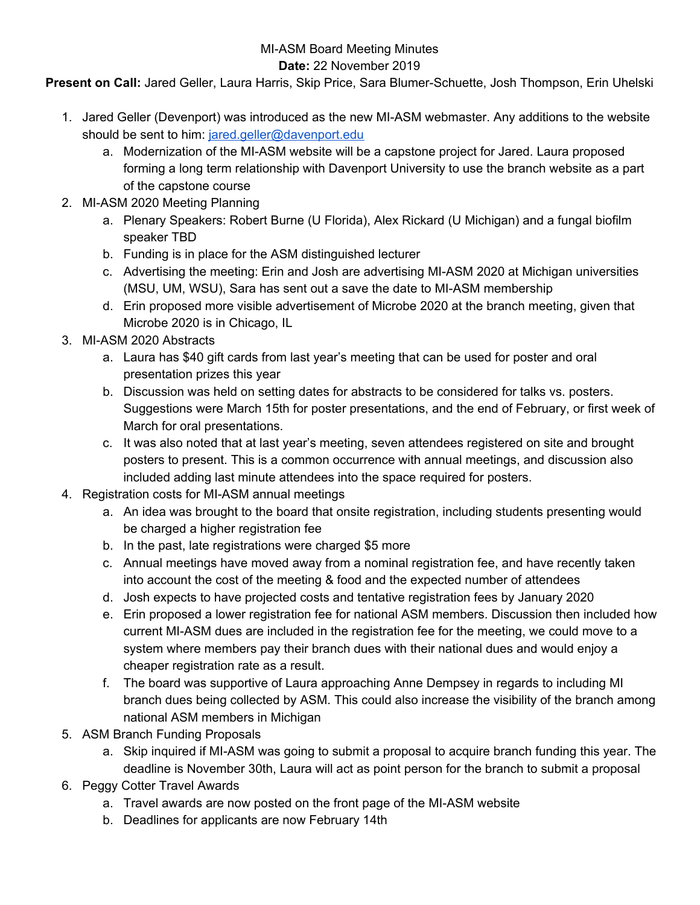MI-ASM Board Meeting Minutes

**Date:** 22 November 2019

**Present on Call:** Jared Geller, Laura Harris, Skip Price, Sara Blumer-Schuette, Josh Thompson, Erin Uhelski

1. Jared Geller (Devenport) was introduced as the new MI-ASM webmaster. Any additions to the website should be sent to him: jared.geller@davenport.edu
   a. Modernization of the MI-ASM website will be a capstone project for Jared. Laura proposed forming a long term relationship with Davenport University to use the branch website as a part of the capstone course
2. MI-ASM 2020 Meeting Planning
   a. Plenary Speakers: Robert Burne (U Florida), Alex Rickard (U Michigan) and a fungal biofilm speaker TBD
   b. Funding is in place for the ASM distinguished lecturer
   c. Advertising the meeting: Erin and Josh are advertising MI-ASM 2020 at Michigan universities (MSU, UM, WSU), Sara has sent out a save the date to MI-ASM membership
   d. Erin proposed more visible advertisement of Microbe 2020 at the branch meeting, given that Microbe 2020 is in Chicago, IL
3. MI-ASM 2020 Abstracts
   a. Laura has $40 gift cards from last year's meeting that can be used for poster and oral presentation prizes this year
   b. Discussion was held on setting dates for abstracts to be considered for talks vs. posters. Suggestions were March 15th for poster presentations, and the end of February, or first week of March for oral presentations.
   c. It was also noted that at last year's meeting, seven attendees registered on site and brought posters to present. This is a common occurrence with annual meetings, and discussion also included adding last minute attendees into the space required for posters.
4. Registration costs for MI-ASM annual meetings
   a. An idea was brought to the board that onsite registration, including students presenting would be charged a higher registration fee
   b. In the past, late registrations were charged $5 more
   c. Annual meetings have moved away from a nominal registration fee, and have recently taken into account the cost of the meeting & food and the expected number of attendees
   d. Josh expects to have projected costs and tentative registration fees by January 2020
   e. Erin proposed a lower registration fee for national ASM members. Discussion then included how current MI-ASM dues are included in the registration fee for the meeting, we could move to a system where members pay their branch dues with their national dues and would enjoy a cheaper registration rate as a result.
   f. The board was supportive of Laura approaching Anne Dempsey in regards to including MI branch dues being collected by ASM. This could also increase the visibility of the branch among national ASM members in Michigan
5. ASM Branch Funding Proposals
   a. Skip inquired if MI-ASM was going to submit a proposal to acquire branch funding this year. The deadline is November 30th, Laura will act as point person for the branch to submit a proposal
6. Peggy Cotter Travel Awards
   a. Travel awards are now posted on the front page of the MI-ASM website
   b. Deadlines for applicants are now February 14th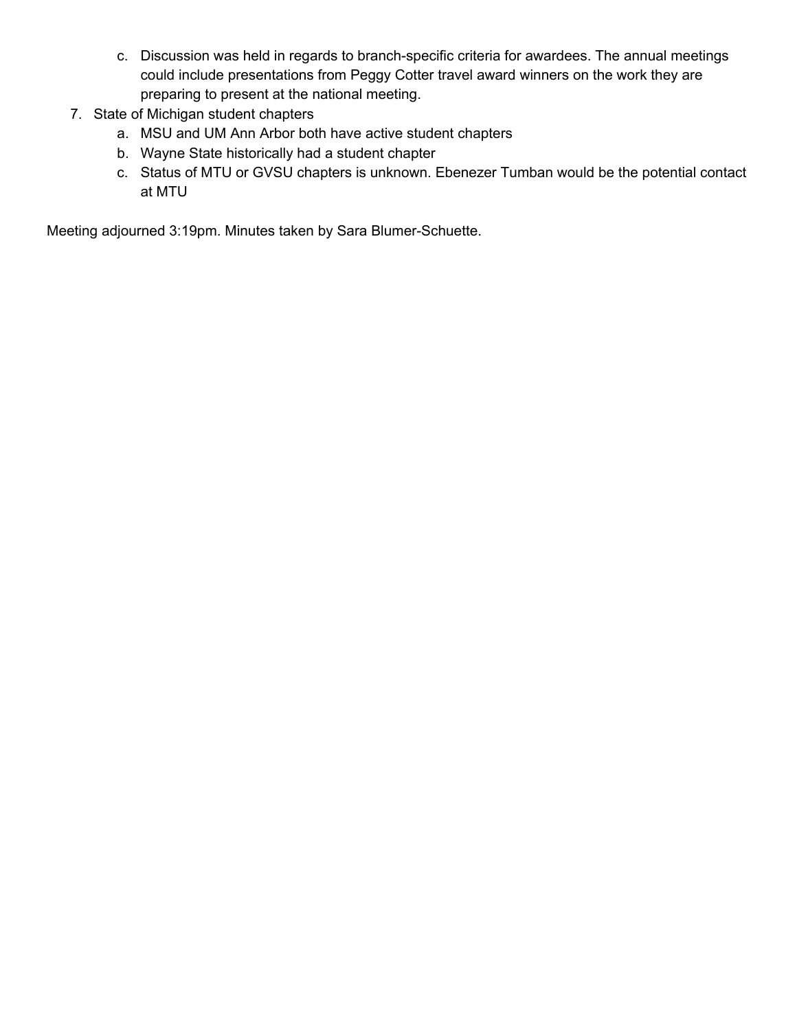c. Discussion was held in regards to branch-specific criteria for awardees. The annual meetings could include presentations from Peggy Cotter travel award winners on the work they are preparing to present at the national meeting.

7. State of Michigan student chapters
   a. MSU and UM Ann Arbor both have active student chapters
   b. Wayne State historically had a student chapter
   c. Status of MTU or GVSU chapters is unknown. Ebenezer Tumban would be the potential contact at MTU

Meeting adjourned 3:19pm. Minutes taken by Sara Blumer-Schuette.